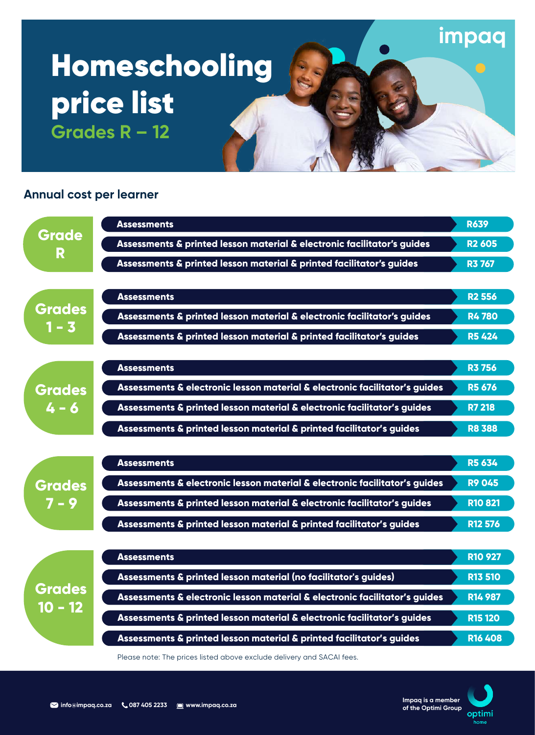impaq

# Homeschooling price list

## Grades R – 12

### Annual cost per learner

| Grade | Package | Price |
|---|---|---|
| Grade R | Assessments | R639 |
| | Assessments & printed lesson material & electronic facilitator's guides | R2 605 |
| | Assessments & printed lesson material & printed facilitator's guides | R3 767 |
| Grades 1 - 3 | Assessments | R2 556 |
| | Assessments & printed lesson material & electronic facilitator's guides | R4 780 |
| | Assessments & printed lesson material & printed facilitator's guides | R5 424 |
| Grades 4 - 6 | Assessments | R3 756 |
| | Assessments & electronic lesson material & electronic facilitator's guides | R5 676 |
| | Assessments & printed lesson material & electronic facilitator's guides | R7 218 |
| | Assessments & printed lesson material & printed facilitator's guides | R8 388 |
| Grades 7 - 9 | Assessments | R5 634 |
| | Assessments & electronic lesson material & electronic facilitator's guides | R9 045 |
| | Assessments & printed lesson material & electronic facilitator's guides | R10 821 |
| | Assessments & printed lesson material & printed facilitator's guides | R12 576 |
| Grades 10 - 12 | Assessments | R10 927 |
| | Assessments & printed lesson material (no facilitator's guides) | R13 510 |
| | Assessments & electronic lesson material & electronic facilitator's guides | R14 987 |
| | Assessments & printed lesson material & electronic facilitator's guides | R15 120 |
| | Assessments & printed lesson material & printed facilitator's guides | R16 408 |

Please note: The prices listed above exclude delivery and SACAI fees.

info@impaq.co.za 087 405 2233 www.impaq.co.za

Impaq is a member of the Optimi Group

optimi home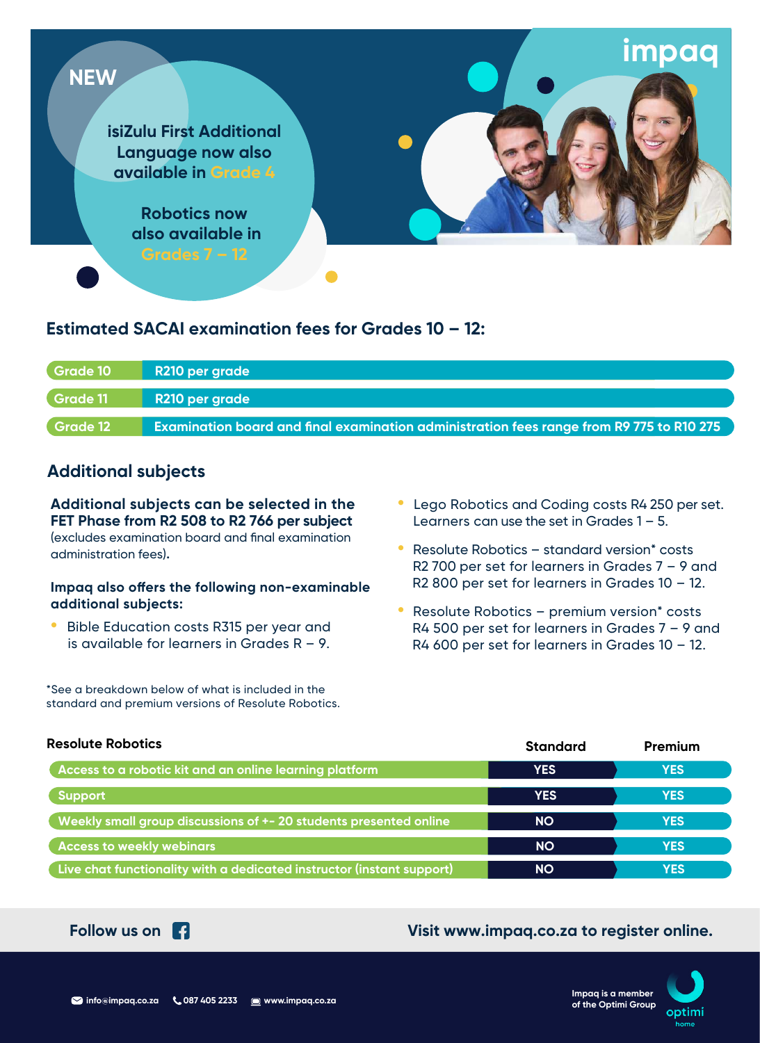NEW

isiZulu First Additional Language now also available in Grade 4

Robotics now also available in Grades 7 – 12

impaq

## Estimated SACAI examination fees for Grades 10 – 12:

| | |
|---|---|
| Grade 10 | R210 per grade |
| Grade 11 | R210 per grade |
| Grade 12 | Examination board and final examination administration fees range from R9 775 to R10 275 |

## Additional subjects

**Additional subjects can be selected in the FET Phase from R2 508 to R2 766 per subject** (excludes examination board and final examination administration fees).

**Impaq also offers the following non-examinable additional subjects:**

- Bible Education costs R315 per year and is available for learners in Grades R – 9.
- Lego Robotics and Coding costs R4 250 per set. Learners can use the set in Grades 1 – 5.
- Resolute Robotics – standard version* costs R2 700 per set for learners in Grades 7 – 9 and R2 800 per set for learners in Grades 10 – 12.
- Resolute Robotics – premium version* costs R4 500 per set for learners in Grades 7 – 9 and R4 600 per set for learners in Grades 10 – 12.

*See a breakdown below of what is included in the standard and premium versions of Resolute Robotics.

| Resolute Robotics | Standard | Premium |
|---|---|---|
| Access to a robotic kit and an online learning platform | YES | YES |
| Support | YES | YES |
| Weekly small group discussions of +- 20 students presented online | NO | YES |
| Access to weekly webinars | NO | YES |
| Live chat functionality with a dedicated instructor (instant support) | NO | YES |

Follow us on

Visit www.impaq.co.za to register online.

info@impaq.co.za 087 405 2233 www.impaq.co.za

Impaq is a member of the Optimi Group

optimi home